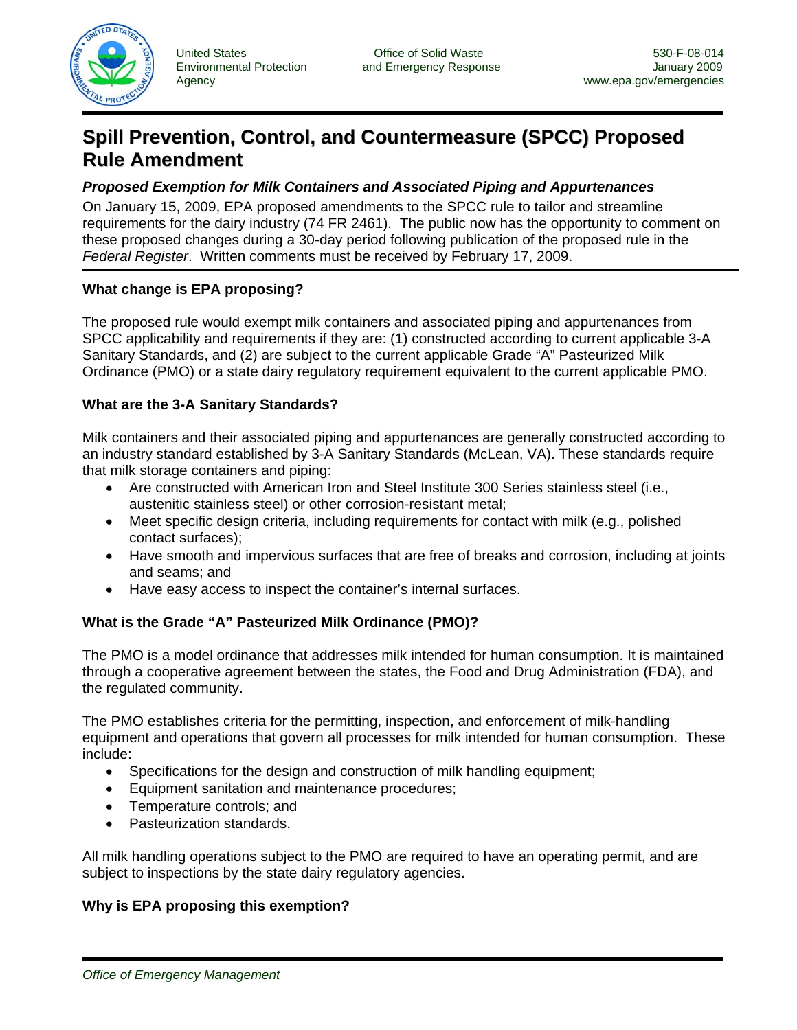United States Environmental Protection Agency

Office of Solid Waste and Emergency Response

530-F-08-014
January 2009
www.epa.gov/emergencies

# Spill Prevention, Control, and Countermeasure (SPCC) Proposed Rule Amendment

***Proposed Exemption for Milk Containers and Associated Piping and Appurtenances***

On January 15, 2009, EPA proposed amendments to the SPCC rule to tailor and streamline requirements for the dairy industry (74 FR 2461). The public now has the opportunity to comment on these proposed changes during a 30-day period following publication of the proposed rule in the *Federal Register*. Written comments must be received by February 17, 2009.

### What change is EPA proposing?

The proposed rule would exempt milk containers and associated piping and appurtenances from SPCC applicability and requirements if they are: (1) constructed according to current applicable 3-A Sanitary Standards, and (2) are subject to the current applicable Grade "A" Pasteurized Milk Ordinance (PMO) or a state dairy regulatory requirement equivalent to the current applicable PMO.

### What are the 3-A Sanitary Standards?

Milk containers and their associated piping and appurtenances are generally constructed according to an industry standard established by 3-A Sanitary Standards (McLean, VA). These standards require that milk storage containers and piping:

- Are constructed with American Iron and Steel Institute 300 Series stainless steel (i.e., austenitic stainless steel) or other corrosion-resistant metal;
- Meet specific design criteria, including requirements for contact with milk (e.g., polished contact surfaces);
- Have smooth and impervious surfaces that are free of breaks and corrosion, including at joints and seams; and
- Have easy access to inspect the container's internal surfaces.

### What is the Grade "A" Pasteurized Milk Ordinance (PMO)?

The PMO is a model ordinance that addresses milk intended for human consumption. It is maintained through a cooperative agreement between the states, the Food and Drug Administration (FDA), and the regulated community.

The PMO establishes criteria for the permitting, inspection, and enforcement of milk-handling equipment and operations that govern all processes for milk intended for human consumption. These include:

- Specifications for the design and construction of milk handling equipment;
- Equipment sanitation and maintenance procedures;
- Temperature controls; and
- Pasteurization standards.

All milk handling operations subject to the PMO are required to have an operating permit, and are subject to inspections by the state dairy regulatory agencies.

### Why is EPA proposing this exemption?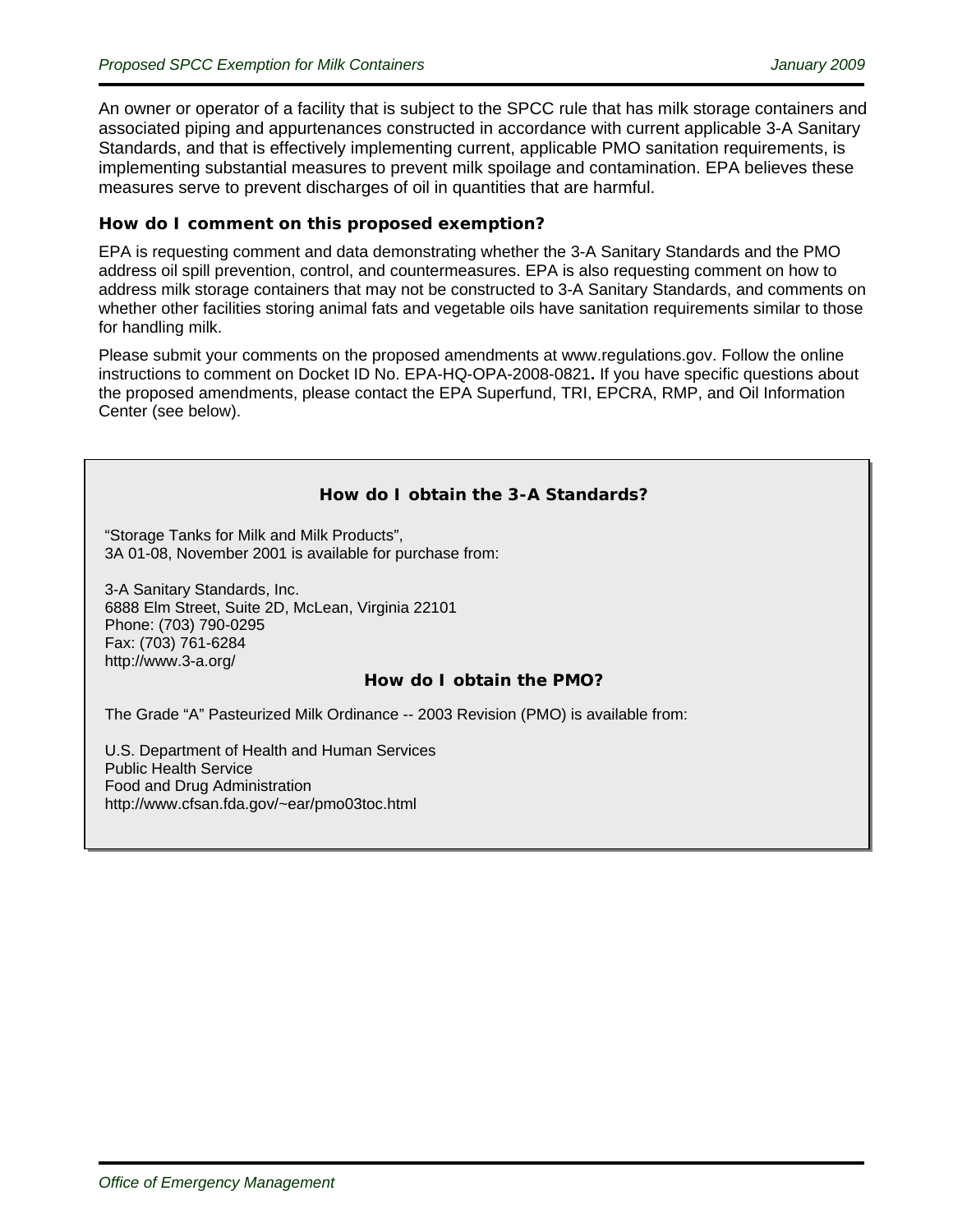An owner or operator of a facility that is subject to the SPCC rule that has milk storage containers and associated piping and appurtenances constructed in accordance with current applicable 3-A Sanitary Standards, and that is effectively implementing current, applicable PMO sanitation requirements, is implementing substantial measures to prevent milk spoilage and contamination. EPA believes these measures serve to prevent discharges of oil in quantities that are harmful.

### How do I comment on this proposed exemption?

EPA is requesting comment and data demonstrating whether the 3-A Sanitary Standards and the PMO address oil spill prevention, control, and countermeasures. EPA is also requesting comment on how to address milk storage containers that may not be constructed to 3-A Sanitary Standards, and comments on whether other facilities storing animal fats and vegetable oils have sanitation requirements similar to those for handling milk.

Please submit your comments on the proposed amendments at www.regulations.gov. Follow the online instructions to comment on Docket ID No. EPA-HQ-OPA-2008-0821**.** If you have specific questions about the proposed amendments, please contact the EPA Superfund, TRI, EPCRA, RMP, and Oil Information Center (see below).

### How do I obtain the 3-A Standards?

"Storage Tanks for Milk and Milk Products",
3A 01-08, November 2001 is available for purchase from:

3-A Sanitary Standards, Inc.
6888 Elm Street, Suite 2D, McLean, Virginia 22101
Phone: (703) 790-0295
Fax: (703) 761-6284
http://www.3-a.org/

### How do I obtain the PMO?

The Grade "A" Pasteurized Milk Ordinance -- 2003 Revision (PMO) is available from:

U.S. Department of Health and Human Services
Public Health Service
Food and Drug Administration
http://www.cfsan.fda.gov/~ear/pmo03toc.html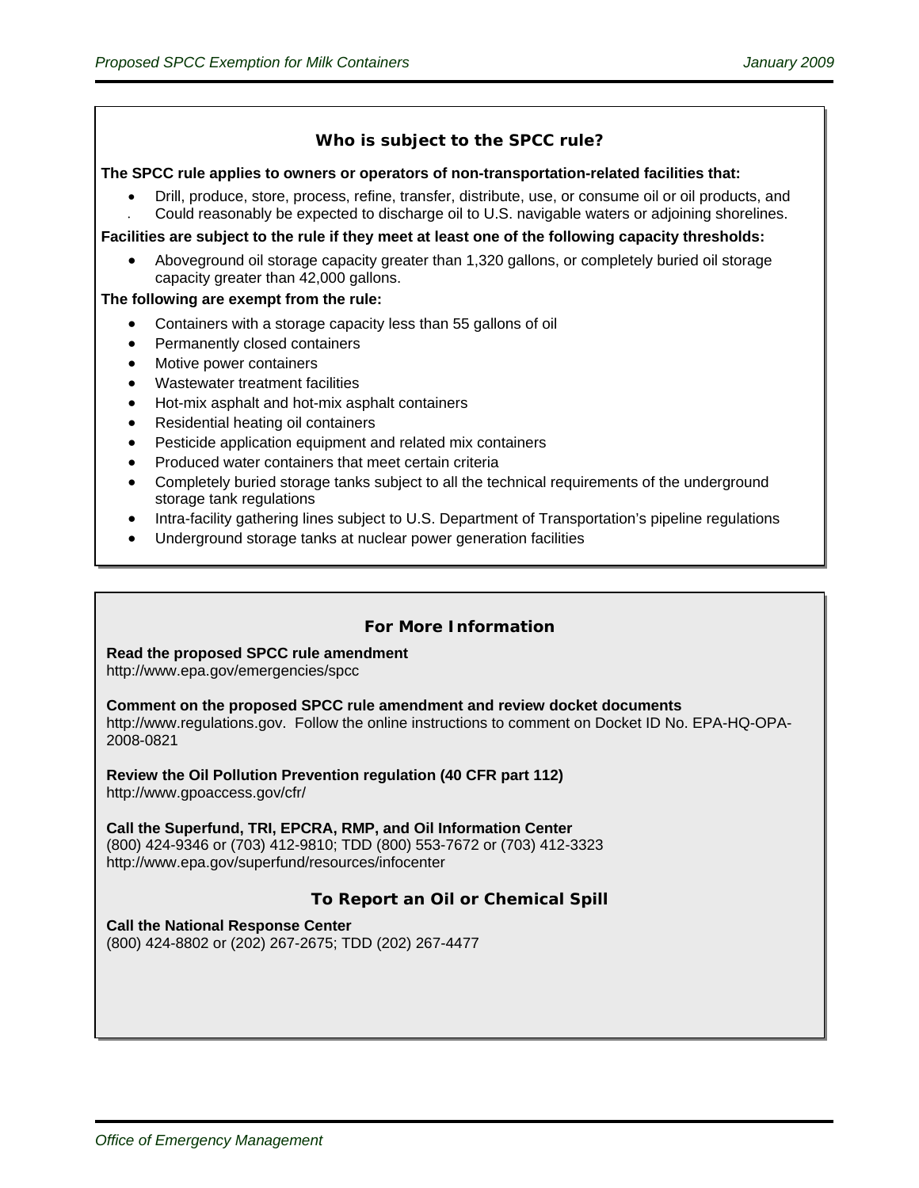## Who is subject to the SPCC rule?

**The SPCC rule applies to owners or operators of non-transportation-related facilities that:**

- Drill, produce, store, process, refine, transfer, distribute, use, or consume oil or oil products, and
- Could reasonably be expected to discharge oil to U.S. navigable waters or adjoining shorelines.

**Facilities are subject to the rule if they meet at least one of the following capacity thresholds:**

- Aboveground oil storage capacity greater than 1,320 gallons, or completely buried oil storage capacity greater than 42,000 gallons.

**The following are exempt from the rule:**

- Containers with a storage capacity less than 55 gallons of oil
- Permanently closed containers
- Motive power containers
- Wastewater treatment facilities
- Hot-mix asphalt and hot-mix asphalt containers
- Residential heating oil containers
- Pesticide application equipment and related mix containers
- Produced water containers that meet certain criteria
- Completely buried storage tanks subject to all the technical requirements of the underground storage tank regulations
- Intra-facility gathering lines subject to U.S. Department of Transportation's pipeline regulations
- Underground storage tanks at nuclear power generation facilities

## For More Information

**Read the proposed SPCC rule amendment**
http://www.epa.gov/emergencies/spcc

**Comment on the proposed SPCC rule amendment and review docket documents**
http://www.regulations.gov. Follow the online instructions to comment on Docket ID No. EPA-HQ-OPA-2008-0821

**Review the Oil Pollution Prevention regulation (40 CFR part 112)**
http://www.gpoaccess.gov/cfr/

**Call the Superfund, TRI, EPCRA, RMP, and Oil Information Center**
(800) 424-9346 or (703) 412-9810; TDD (800) 553-7672 or (703) 412-3323
http://www.epa.gov/superfund/resources/infocenter

## To Report an Oil or Chemical Spill

**Call the National Response Center**
(800) 424-8802 or (202) 267-2675; TDD (202) 267-4477